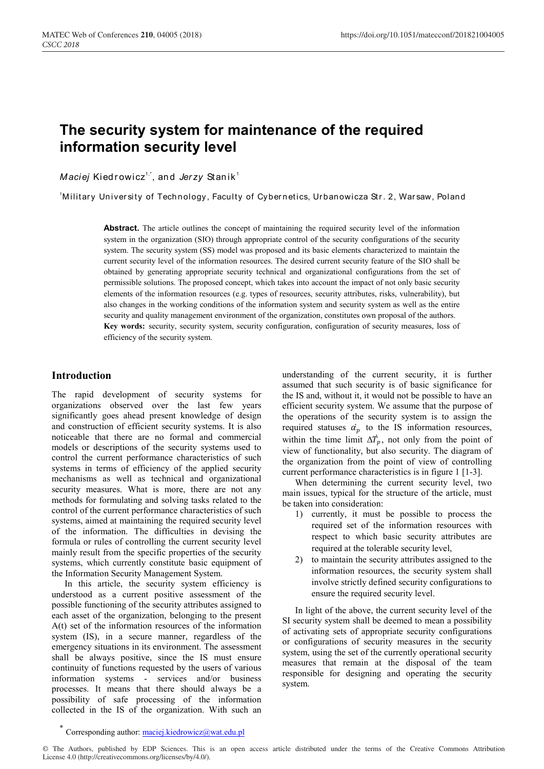# The security system for maintenance of the required information security level

*Maciej* Kiedrowicz[1,*], and *Jerzy* Stanik[1]

[1]Military University of Technology, Faculty of Cybernetics, Urbanowicza Str. 2, Warsaw, Poland

**Abstract.** The article outlines the concept of maintaining the required security level of the information system in the organization (SIO) through appropriate control of the security configurations of the security system. The security system (SS) model was proposed and its basic elements characterized to maintain the current security level of the information resources. The desired current security feature of the SIO shall be obtained by generating appropriate security technical and organizational configurations from the set of permissible solutions. The proposed concept, which takes into account the impact of not only basic security elements of the information resources (e.g. types of resources, security attributes, risks, vulnerability), but also changes in the working conditions of the information system and security system as well as the entire security and quality management environment of the organization, constitutes own proposal of the authors.

**Key words:** security, security system, security configuration, configuration of security measures, loss of efficiency of the security system.

## Introduction

The rapid development of security systems for organizations observed over the last few years significantly goes ahead present knowledge of design and construction of efficient security systems. It is also noticeable that there are no formal and commercial models or descriptions of the security systems used to control the current performance characteristics of such systems in terms of efficiency of the applied security mechanisms as well as technical and organizational security measures. What is more, there are not any methods for formulating and solving tasks related to the control of the current performance characteristics of such systems, aimed at maintaining the required security level of the information. The difficulties in devising the formula or rules of controlling the current security level mainly result from the specific properties of the security systems, which currently constitute basic equipment of the Information Security Management System.

In this article, the security system efficiency is understood as a current positive assessment of the possible functioning of the security attributes assigned to each asset of the organization, belonging to the present A(t) set of the information resources of the information system (IS), in a secure manner, regardless of the emergency situations in its environment. The assessment shall be always positive, since the IS must ensure continuity of functions requested by the users of various information systems - services and/or business processes. It means that there should always be a possibility of safe processing of the information collected in the IS of the organization. With such an understanding of the current security, it is further assumed that such security is of basic significance for the IS and, without it, it would not be possible to have an efficient security system. We assume that the purpose of the operations of the security system is to assign the required statuses $\dot{\alpha}_p$ to the IS information resources, within the time limit $\Delta\dot{T}_p$, not only from the point of view of functionality, but also security. The diagram of the organization from the point of view of controlling current performance characteristics is in figure 1 [1-3].

When determining the current security level, two main issues, typical for the structure of the article, must be taken into consideration:

1) currently, it must be possible to process the required set of the information resources with respect to which basic security attributes are required at the tolerable security level,
2) to maintain the security attributes assigned to the information resources, the security system shall involve strictly defined security configurations to ensure the required security level.

In light of the above, the current security level of the SI security system shall be deemed to mean a possibility of activating sets of appropriate security configurations or configurations of security measures in the security system, using the set of the currently operational security measures that remain at the disposal of the team responsible for designing and operating the security system.

* Corresponding author: maciej.kiedrowicz@wat.edu.pl

© The Authors, published by EDP Sciences. This is an open access article distributed under the terms of the Creative Commons Attribution License 4.0 (http://creativecommons.org/licenses/by/4.0/).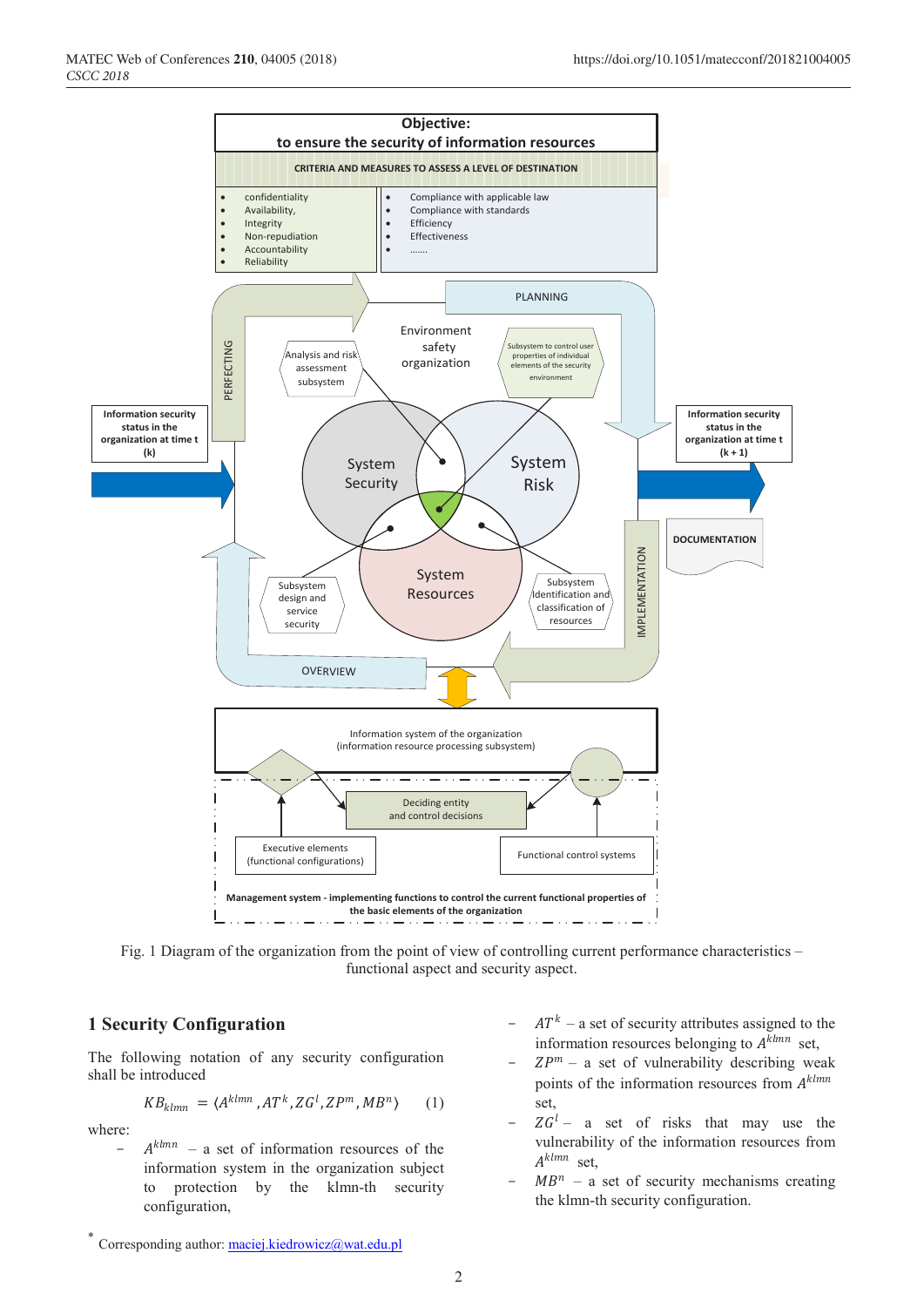Fig. 1 Diagram of the organization from the point of view of controlling current performance characteristics – functional aspect and security aspect.

## 1 Security Configuration

The following notation of any security configuration shall be introduced

$$KB_{klmn} = \langle A^{klmn}, AT^{k}, ZG^{l}, ZP^{m}, MB^{n} \rangle \qquad (1)$$

where:

- $A^{klmn}$ – a set of information resources of the information system in the organization subject to protection by the klmn-th security configuration,
- $AT^{k}$ – a set of security attributes assigned to the information resources belonging to $A^{klmn}$ set,
- $ZP^{m}$ – a set of vulnerability describing weak points of the information resources from $A^{klmn}$ set,
- $ZG^{l}$ – a set of risks that may use the vulnerability of the information resources from $A^{klmn}$ set,
- $MB^{n}$ – a set of security mechanisms creating the klmn-th security configuration.

* Corresponding author: maciej.kiedrowicz@wat.edu.pl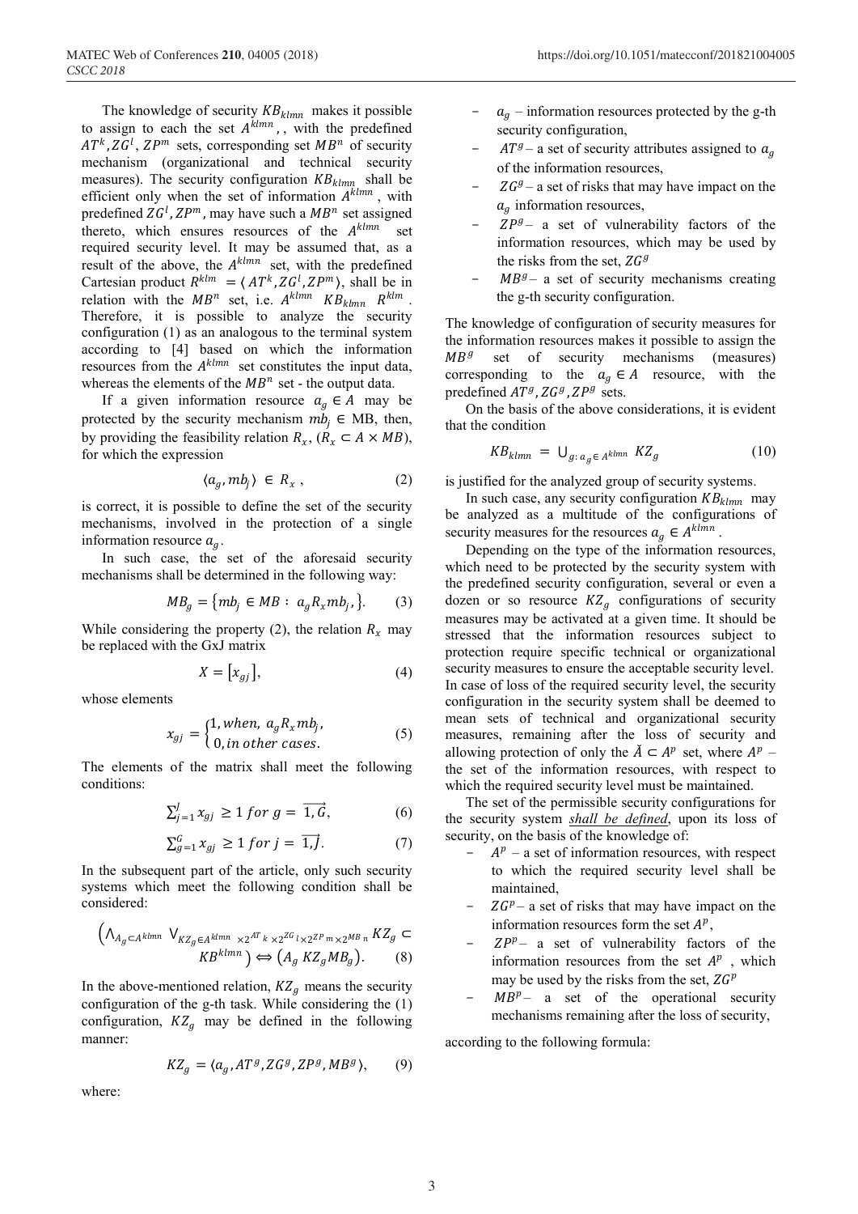The knowledge of security $KB_{klmn}$ makes it possible to assign to each the set $A^{klmn}$, , with the predefined $AT^k, ZG^l, ZP^m$ sets, corresponding set $MB^n$ of security mechanism (organizational and technical security measures). The security configuration $KB_{klmn}$ shall be efficient only when the set of information $A^{klmn}$ , with predefined $ZG^l, ZP^m$, may have such a $MB^n$ set assigned thereto, which ensures resources of the $A^{klmn}$ set required security level. It may be assumed that, as a result of the above, the $A^{klmn}$ set, with the predefined Cartesian product $R^{klm} = \langle AT^k, ZG^l, ZP^m \rangle$, shall be in relation with the $MB^n$ set, i.e. $A^{klmn}$ $KB_{klmn}$ $R^{klm}$ . Therefore, it is possible to analyze the security configuration (1) as an analogous to the terminal system according to [4] based on which the information resources from the $A^{klmn}$ set constitutes the input data, whereas the elements of the $MB^n$ set - the output data.

If a given information resource $a_g \in A$ may be protected by the security mechanism $mb_j \in$ MB, then, by providing the feasibility relation $R_x$, ($R_x \subset A \times MB$), for which the expression

$$\langle a_g, mb_j \rangle \in R_x \, , \qquad (2)$$

is correct, it is possible to define the set of the security mechanisms, involved in the protection of a single information resource $a_g$.

In such case, the set of the aforesaid security mechanisms shall be determined in the following way:

$$MB_g = \{mb_j \in MB : \; a_g R_x mb_j, \}. \qquad (3)$$

While considering the property (2), the relation $R_x$ may be replaced with the GxJ matrix

$$X = [x_{gj}], \qquad (4)$$

whose elements

$$x_{gj} = \begin{cases} 1, when, \; a_g R_x mb_j, \\ 0, in \; other \; cases. \end{cases} \qquad (5)$$

The elements of the matrix shall meet the following conditions:

$$\sum_{j=1}^{J} x_{gj} \geq 1 \; for \; g = \overrightarrow{1, G}, \qquad (6)$$

$$\sum_{g=1}^{G} x_{gj} \geq 1 \; for \; j = \overrightarrow{1, J}. \qquad (7)$$

In the subsequent part of the article, only such security systems which meet the following condition shall be considered:

$$\left( \bigwedge_{A_g \subset A^{klmn}} \bigvee_{KZ_g \in A^{klmn} \times 2^{AT^k} \times 2^{ZG^l} \times 2^{ZP^m} \times 2^{MB^n}} KZ_g \subset KB^{klmn} \right) \Leftrightarrow \left( A_g \; KZ_g MB_g \right). \qquad (8)$$

In the above-mentioned relation, $KZ_g$ means the security configuration of the g-th task. While considering the (1) configuration, $KZ_g$ may be defined in the following manner:

$$KZ_g = \langle a_g, AT^g, ZG^g, ZP^g, MB^g \rangle, \qquad (9)$$

where:

- $a_g$ – information resources protected by the g-th security configuration,
- $AT^g$ – a set of security attributes assigned to $a_g$ of the information resources,
- $ZG^g$ – a set of risks that may have impact on the $a_g$ information resources,
- $ZP^g$ – a set of vulnerability factors of the information resources, which may be used by the risks from the set, $ZG^g$
- $MB^g$ – a set of security mechanisms creating the g-th security configuration.

The knowledge of configuration of security measures for the information resources makes it possible to assign the $MB^g$ set of security mechanisms (measures) corresponding to the $a_g \in A$ resource, with the predefined $AT^g, ZG^g, ZP^g$ sets.

On the basis of the above considerations, it is evident that the condition

$$KB_{klmn} = \bigcup_{g: \, a_g \in A^{klmn}} KZ_g \qquad (10)$$

is justified for the analyzed group of security systems.

In such case, any security configuration $KB_{klmn}$ may be analyzed as a multitude of the configurations of security measures for the resources $a_g \in A^{klmn}$ .

Depending on the type of the information resources, which need to be protected by the security system with the predefined security configuration, several or even a dozen or so resource $KZ_g$ configurations of security measures may be activated at a given time. It should be stressed that the information resources subject to protection require specific technical or organizational security measures to ensure the acceptable security level. In case of loss of the required security level, the security configuration in the security system shall be deemed to mean sets of technical and organizational security measures, remaining after the loss of security and allowing protection of only the $\check{A} \subset A^p$ set, where $A^p$ – the set of the information resources, with respect to which the required security level must be maintained.

The set of the permissible security configurations for the security system *shall be defined*, upon its loss of security, on the basis of the knowledge of:

- $A^p$ – a set of information resources, with respect to which the required security level shall be maintained,
- $ZG^p$ – a set of risks that may have impact on the information resources form the set $A^p$,
- $ZP^p$ – a set of vulnerability factors of the information resources from the set $A^p$ , which may be used by the risks from the set, $ZG^p$
- $MB^p$ – a set of the operational security mechanisms remaining after the loss of security,

according to the following formula: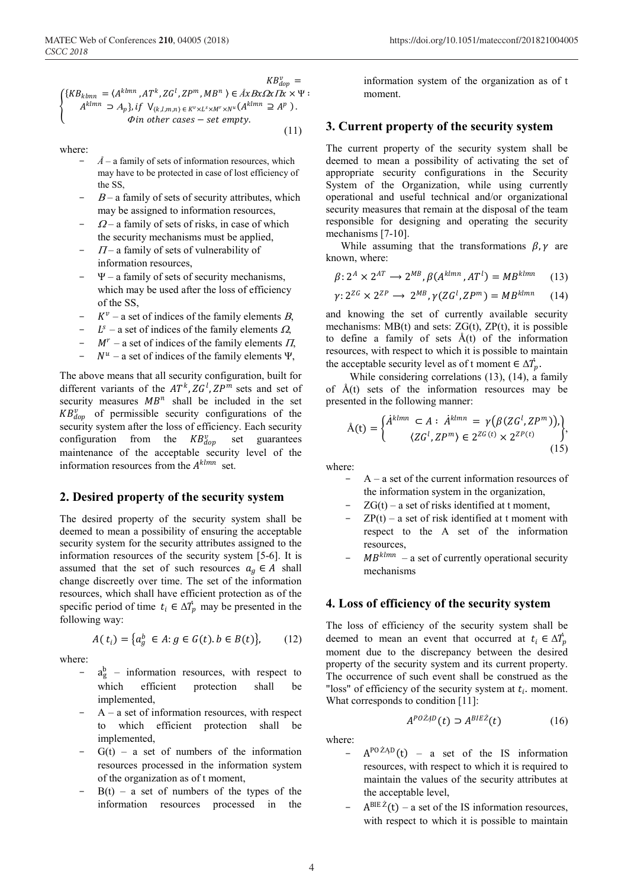$$KB_{dop}^{v} = \begin{cases} \{KB_{klmn} = \langle A^{klmn}, AT^{k}, ZG^{l}, ZP^{m}, MB^{n} \rangle \in \AA x B x \Omega x \Pi x \times \Psi : \\ A^{klmn} \supset A_{p}\}, if \ \bigvee_{\langle k,l,m,n \rangle \in K^{v} \times L^{s} \times M^{r} \times N^{u}} (A^{klmn} \supseteq A^{p}). \\ \Phi in \ other \ cases - set \ empty. \end{cases} \tag{11}$$

where:

- $\AA$ – a family of sets of information resources, which may have to be protected in case of lost efficiency of the SS,
- $B$ – a family of sets of security attributes, which may be assigned to information resources,
- $\Omega$ – a family of sets of risks, in case of which the security mechanisms must be applied,
- $\Pi$ – a family of sets of vulnerability of information resources,
- $\Psi$ – a family of sets of security mechanisms, which may be used after the loss of efficiency of the SS,
- $K^{v}$ – a set of indices of the family elements $B$,
- $L^{s}$ – a set of indices of the family elements $\Omega$,
- $M^{r}$ – a set of indices of the family elements $\Pi$,
- $N^{u}$ – a set of indices of the family elements $\Psi$,

The above means that all security configuration, built for different variants of the $AT^{k}, ZG^{l}, ZP^{m}$ sets and set of security measures $MB^{n}$ shall be included in the set $KB_{dop}^{v}$ of permissible security configurations of the security system after the loss of efficiency. Each security configuration from the $KB_{dop}^{v}$ set guarantees maintenance of the acceptable security level of the information resources from the $A^{klmn}$ set.

## 2. Desired property of the security system

The desired property of the security system shall be deemed to mean a possibility of ensuring the acceptable security system for the security attributes assigned to the information resources of the security system [5-6]. It is assumed that the set of such resources $a_{g} \in A$ shall change discreetly over time. The set of the information resources, which shall have efficient protection as of the specific period of time $t_{i} \in \Delta \dot{T}_{p}$ may be presented in the following way:

$$A(t_{i}) = \{a_{g}^{b} \in A : g \in G(t). b \in B(t)\}, \tag{12}$$

where:

- $a_{g}^{b}$ – information resources, with respect to which efficient protection shall be implemented,
- A – a set of information resources, with respect to which efficient protection shall be implemented,
- G(t) – a set of numbers of the information resources processed in the information system of the organization as of t moment,
- B(t) – a set of numbers of the types of the information resources processed in the information system of the organization as of t moment.

## 3. Current property of the security system

The current property of the security system shall be deemed to mean a possibility of activating the set of appropriate security configurations in the Security System of the Organization, while using currently operational and useful technical and/or organizational security measures that remain at the disposal of the team responsible for designing and operating the security mechanisms [7-10].

While assuming that the transformations $\beta, \gamma$ are known, where:

$$\beta : 2^{A} \times 2^{AT} \longrightarrow 2^{MB}, \beta(A^{klmn}, AT^{l}) = MB^{klmn} \tag{13}$$

$$\gamma : 2^{ZG} \times 2^{ZP} \longrightarrow 2^{MB}, \gamma(ZG^{l}, ZP^{m}) = MB^{klmn} \tag{14}$$

and knowing the set of currently available security mechanisms: MB(t) and sets: ZG(t), ZP(t), it is possible to define a family of sets Å(t) of the information resources, with respect to which it is possible to maintain the acceptable security level as of t moment $\in \Delta \dot{T}_{p}$.

While considering correlations (13), (14), a family of Å(t) sets of the information resources may be presented in the following manner:

$$\AA(t) = \begin{Bmatrix} \dot{A}^{klmn} \subset A : \dot{A}^{klmn} = \gamma(\beta(ZG^{l}, ZP^{m})), \\ \langle ZG^{l}, ZP^{m} \rangle \in 2^{ZG(t)} \times 2^{ZP(t)} \end{Bmatrix}, \tag{15}$$

where:

- A – a set of the current information resources of the information system in the organization,
- ZG(t) – a set of risks identified at t moment,
- ZP(t) – a set of risk identified at t moment with respect to the A set of the information resources,
- $MB^{klmn}$ – a set of currently operational security mechanisms

## 4. Loss of efficiency of the security system

The loss of efficiency of the security system shall be deemed to mean an event that occurred at $t_{i} \in \Delta \dot{T}_{p}$ moment due to the discrepancy between the desired property of the security system and its current property. The occurrence of such event shall be construed as the "loss" of efficiency of the security system at $t_{i}$. moment. What corresponds to condition [11]:

$$A^{POŻĄD}(t) \supset A^{BIEŻ}(t) \tag{16}$$

where:

- $A^{POŻĄD}(t)$ – a set of the IS information resources, with respect to which it is required to maintain the values of the security attributes at the acceptable level,
- $A^{BIEŻ}(t)$ – a set of the IS information resources, with respect to which it is possible to maintain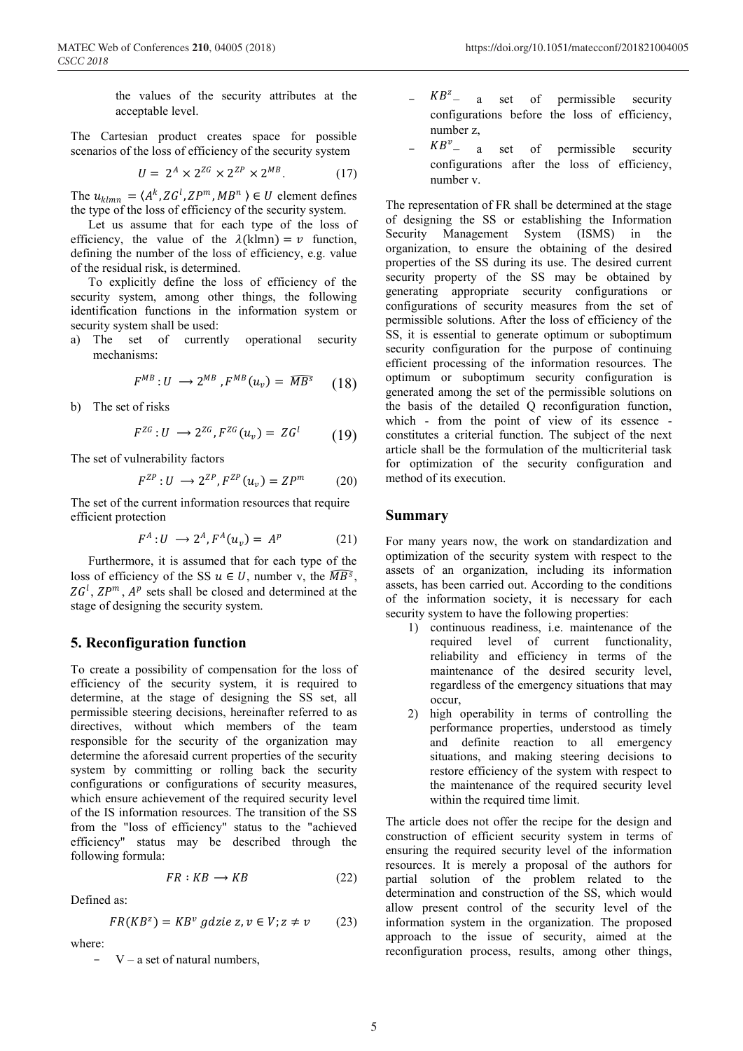the values of the security attributes at the acceptable level.

The Cartesian product creates space for possible scenarios of the loss of efficiency of the security system

$$U = 2^{A} \times 2^{ZG} \times 2^{ZP} \times 2^{MB}. \tag{17}$$

The $u_{klmn} = \langle A^k, ZG^l, ZP^m, MB^n \rangle \in U$ element defines the type of the loss of efficiency of the security system.

Let us assume that for each type of the loss of efficiency, the value of the $\lambda(\text{klmn}) = v$ function, defining the number of the loss of efficiency, e.g. value of the residual risk, is determined.

To explicitly define the loss of efficiency of the security system, among other things, the following identification functions in the information system or security system shall be used:

a) The set of currently operational security mechanisms:

$$F^{MB}: U \longrightarrow 2^{MB}, F^{MB}(u_v) = \widehat{MB^s} \tag{18}$$

b) The set of risks

$$F^{ZG}: U \longrightarrow 2^{ZG}, F^{ZG}(u_v) = ZG^l \tag{19}$$

The set of vulnerability factors

$$F^{ZP}: U \longrightarrow 2^{ZP}, F^{ZP}(u_v) = ZP^m \tag{20}$$

The set of the current information resources that require efficient protection

$$F^{A}: U \longrightarrow 2^{A}, F^{A}(u_v) = A^p \tag{21}$$

Furthermore, it is assumed that for each type of the loss of efficiency of the SS $u \in U$, number v, the $\widehat{MB^s}$, $ZG^l$, $ZP^m$, $A^p$ sets shall be closed and determined at the stage of designing the security system.

## 5. Reconfiguration function

To create a possibility of compensation for the loss of efficiency of the security system, it is required to determine, at the stage of designing the SS set, all permissible steering decisions, hereinafter referred to as directives, without which members of the team responsible for the security of the organization may determine the aforesaid current properties of the security system by committing or rolling back the security configurations or configurations of security measures, which ensure achievement of the required security level of the IS information resources. The transition of the SS from the "loss of efficiency" status to the "achieved efficiency" status may be described through the following formula:

$$FR : KB \longrightarrow KB \tag{22}$$

Defined as:

$$FR(KB^z) = KB^v \ gdzie \ z, v \in V; z \neq v \tag{23}$$

where:

- V – a set of natural numbers,
- $KB^z$ – a set of permissible security configurations before the loss of efficiency, number z,
- $KB^v$ – a set of permissible security configurations after the loss of efficiency, number v.

The representation of FR shall be determined at the stage of designing the SS or establishing the Information Security Management System (ISMS) in the organization, to ensure the obtaining of the desired properties of the SS during its use. The desired current security property of the SS may be obtained by generating appropriate security configurations or configurations of security measures from the set of permissible solutions. After the loss of efficiency of the SS, it is essential to generate optimum or suboptimum security configuration for the purpose of continuing efficient processing of the information resources. The optimum or suboptimum security configuration is generated among the set of the permissible solutions on the basis of the detailed Q reconfiguration function, which - from the point of view of its essence - constitutes a criterial function. The subject of the next article shall be the formulation of the multicriterial task for optimization of the security configuration and method of its execution.

## Summary

For many years now, the work on standardization and optimization of the security system with respect to the assets of an organization, including its information assets, has been carried out. According to the conditions of the information society, it is necessary for each security system to have the following properties:

1) continuous readiness, i.e. maintenance of the required level of current functionality, reliability and efficiency in terms of the maintenance of the desired security level, regardless of the emergency situations that may occur,
2) high operability in terms of controlling the performance properties, understood as timely and definite reaction to all emergency situations, and making steering decisions to restore efficiency of the system with respect to the maintenance of the required security level within the required time limit.

The article does not offer the recipe for the design and construction of efficient security system in terms of ensuring the required security level of the information resources. It is merely a proposal of the authors for partial solution of the problem related to the determination and construction of the SS, which would allow present control of the security level of the information system in the organization. The proposed approach to the issue of security, aimed at the reconfiguration process, results, among other things,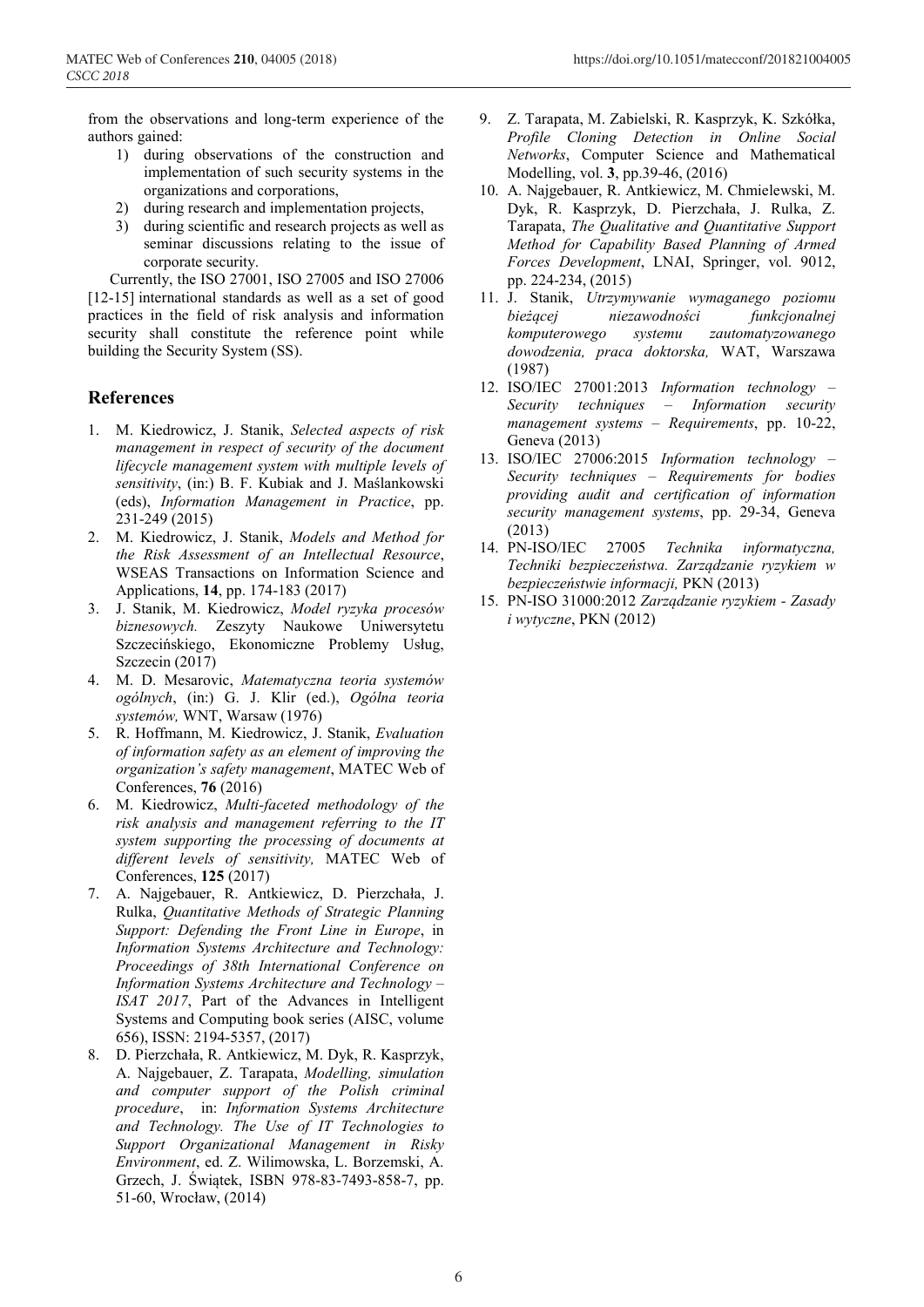from the observations and long-term experience of the authors gained:

1) during observations of the construction and implementation of such security systems in the organizations and corporations,
2) during research and implementation projects,
3) during scientific and research projects as well as seminar discussions relating to the issue of corporate security.

Currently, the ISO 27001, ISO 27005 and ISO 27006 [12-15] international standards as well as a set of good practices in the field of risk analysis and information security shall constitute the reference point while building the Security System (SS).

## References

1. M. Kiedrowicz, J. Stanik, *Selected aspects of risk management in respect of security of the document lifecycle management system with multiple levels of sensitivity*, (in:) B. F. Kubiak and J. Maślankowski (eds), *Information Management in Practice*, pp. 231-249 (2015)
2. M. Kiedrowicz, J. Stanik, *Models and Method for the Risk Assessment of an Intellectual Resource*, WSEAS Transactions on Information Science and Applications, **14**, pp. 174-183 (2017)
3. J. Stanik, M. Kiedrowicz, *Model ryzyka procesów biznesowych.* Zeszyty Naukowe Uniwersytetu Szczecińskiego, Ekonomiczne Problemy Usług, Szczecin (2017)
4. M. D. Mesarovic, *Matematyczna teoria systemów ogólnych*, (in:) G. J. Klir (ed.), *Ogólna teoria systemów,* WNT, Warsaw (1976)
5. R. Hoffmann, M. Kiedrowicz, J. Stanik, *Evaluation of information safety as an element of improving the organization's safety management*, MATEC Web of Conferences, **76** (2016)
6. M. Kiedrowicz, *Multi-faceted methodology of the risk analysis and management referring to the IT system supporting the processing of documents at different levels of sensitivity,* MATEC Web of Conferences, **125** (2017)
7. A. Najgebauer, R. Antkiewicz, D. Pierzchała, J. Rulka, *Quantitative Methods of Strategic Planning Support: Defending the Front Line in Europe*, in *Information Systems Architecture and Technology: Proceedings of 38th International Conference on Information Systems Architecture and Technology – ISAT 2017*, Part of the Advances in Intelligent Systems and Computing book series (AISC, volume 656), ISSN: 2194-5357, (2017)
8. D. Pierzchała, R. Antkiewicz, M. Dyk, R. Kasprzyk, A. Najgebauer, Z. Tarapata, *Modelling, simulation and computer support of the Polish criminal procedure*, in: *Information Systems Architecture and Technology. The Use of IT Technologies to Support Organizational Management in Risky Environment*, ed. Z. Wilimowska, L. Borzemski, A. Grzech, J. Świątek, ISBN 978-83-7493-858-7, pp. 51-60, Wrocław, (2014)
9. Z. Tarapata, M. Zabielski, R. Kasprzyk, K. Szkółka, *Profile Cloning Detection in Online Social Networks*, Computer Science and Mathematical Modelling, vol. **3**, pp.39-46, (2016)
10. A. Najgebauer, R. Antkiewicz, M. Chmielewski, M. Dyk, R. Kasprzyk, D. Pierzchała, J. Rulka, Z. Tarapata, *The Qualitative and Quantitative Support Method for Capability Based Planning of Armed Forces Development*, LNAI, Springer, vol. 9012, pp. 224-234, (2015)
11. J. Stanik, *Utrzymywanie wymaganego poziomu bieżącej niezawodności funkcjonalnej komputerowego systemu zautomatyzowanego dowodzenia, praca doktorska,* WAT, Warszawa (1987)
12. ISO/IEC 27001:2013 *Information technology – Security techniques – Information security management systems – Requirements*, pp. 10-22, Geneva (2013)
13. ISO/IEC 27006:2015 *Information technology – Security techniques – Requirements for bodies providing audit and certification of information security management systems*, pp. 29-34, Geneva (2013)
14. PN-ISO/IEC 27005 *Technika informatyczna, Techniki bezpieczeństwa. Zarządzanie ryzykiem w bezpieczeństwie informacji,* PKN (2013)
15. PN-ISO 31000:2012 *Zarządzanie ryzykiem - Zasady i wytyczne*, PKN (2012)